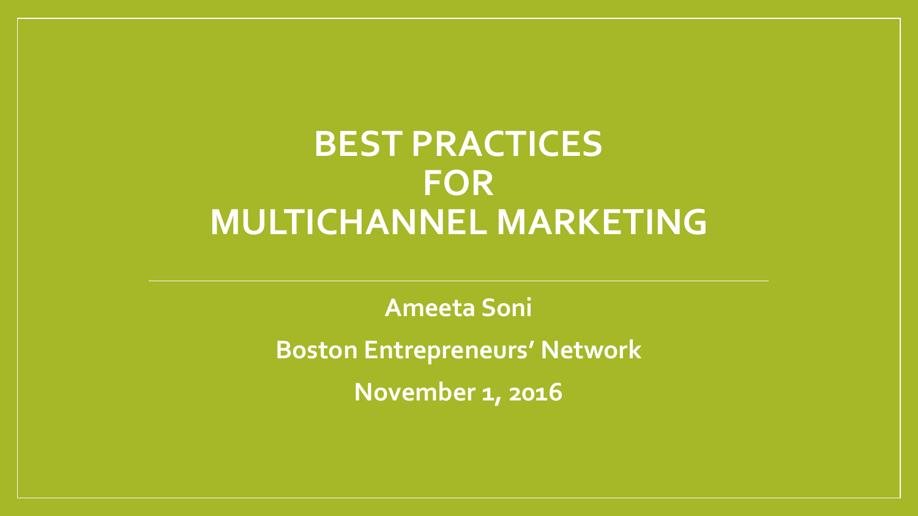# BEST PRACTICES FOR MULTICHANNEL MARKETING

**Ameeta Soni**

**Boston Entrepreneurs' Network**

**November 1, 2016**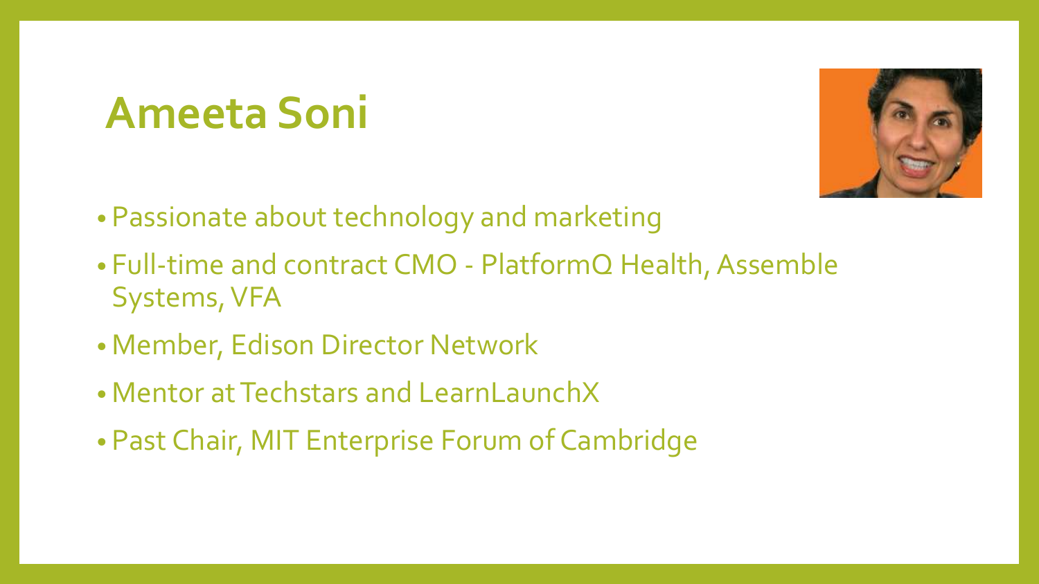# Ameeta Soni

- Passionate about technology and marketing
- Full-time and contract CMO - PlatformQ Health, Assemble Systems, VFA
- Member, Edison Director Network
- Mentor at Techstars and LearnLaunchX
- Past Chair, MIT Enterprise Forum of Cambridge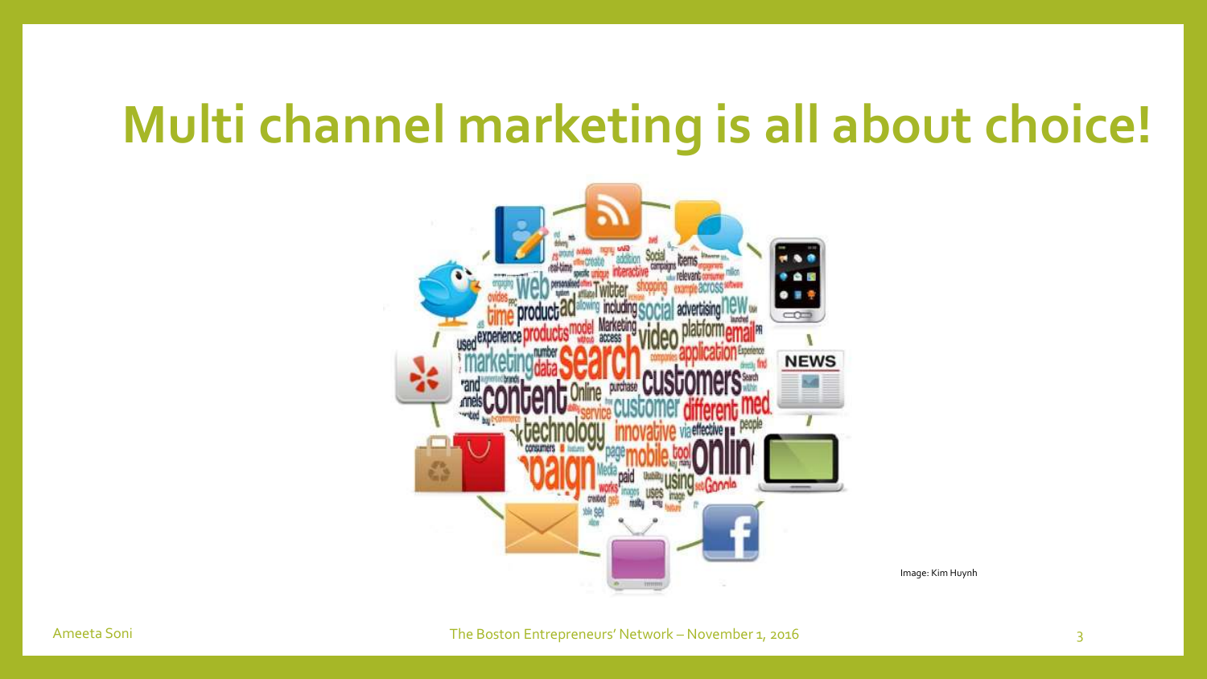# Multi channel marketing is all about choice!

Image: Kim Huynh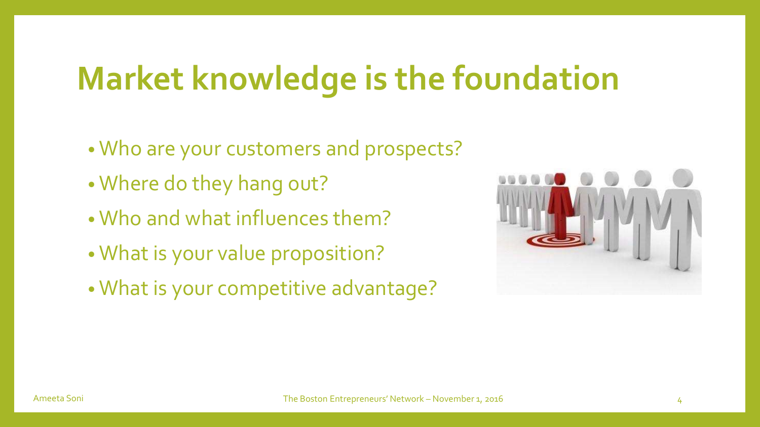# Market knowledge is the foundation

- Who are your customers and prospects?
- Where do they hang out?
- Who and what influences them?
- What is your value proposition?
- What is your competitive advantage?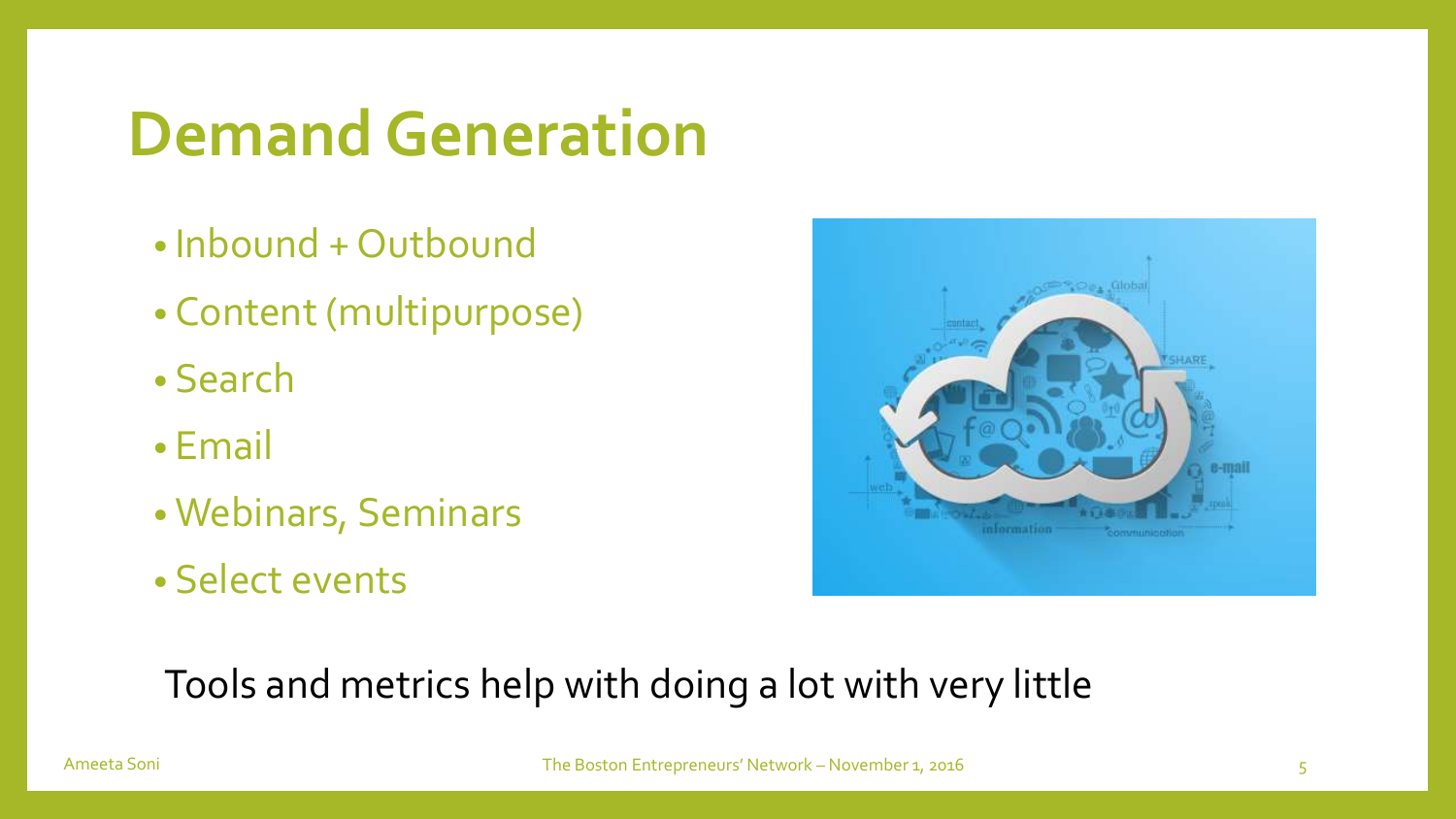# Demand Generation

- Inbound + Outbound
- Content (multipurpose)
- Search
- Email
- Webinars, Seminars
- Select events

Tools and metrics help with doing a lot with very little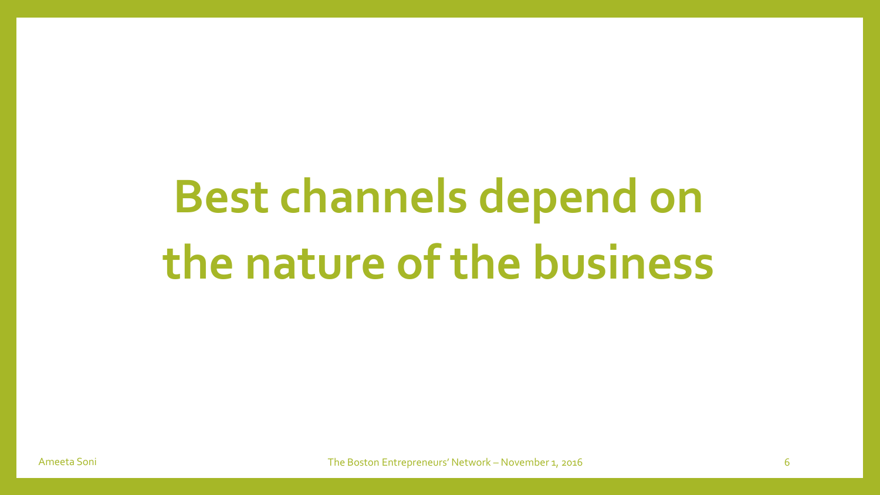# Best channels depend on the nature of the business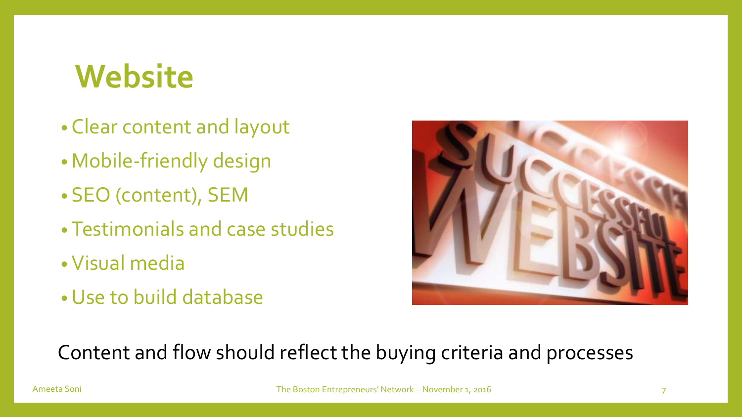# Website

- Clear content and layout
- Mobile-friendly design
- SEO (content), SEM
- Testimonials and case studies
- Visual media
- Use to build database

Content and flow should reflect the buying criteria and processes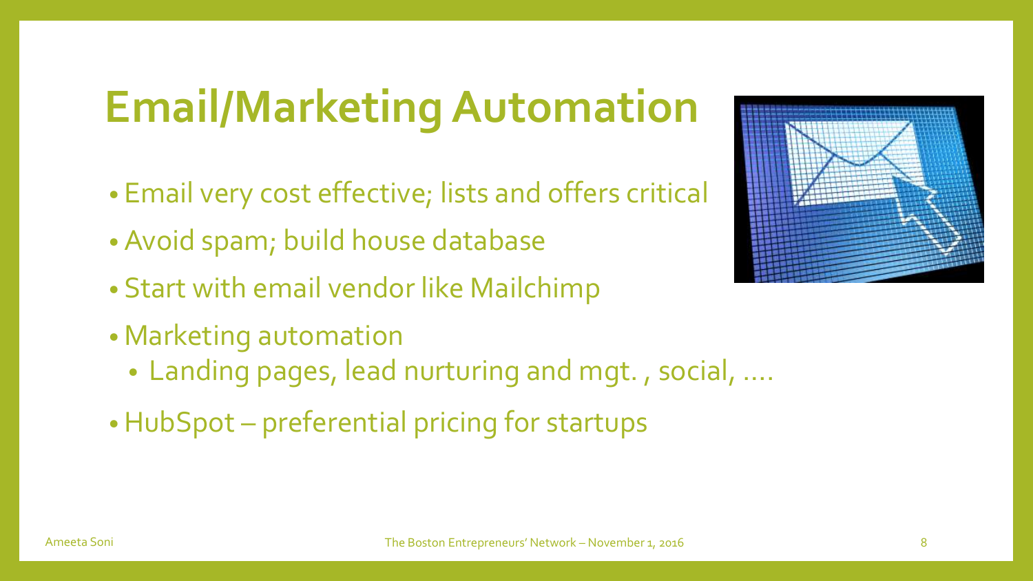# Email/Marketing Automation

- Email very cost effective; lists and offers critical
- Avoid spam; build house database
- Start with email vendor like Mailchimp
- Marketing automation
  - Landing pages, lead nurturing and mgt. , social, ….
- HubSpot – preferential pricing for startups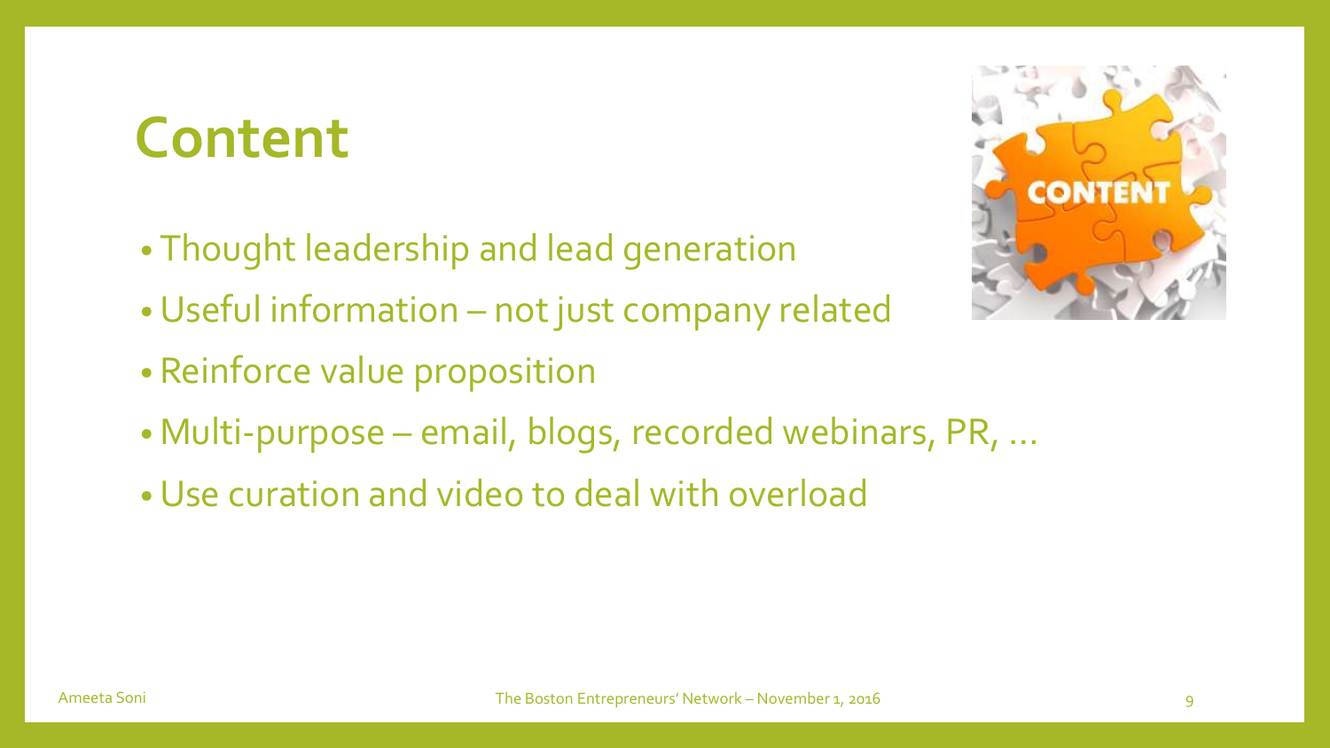# Content

- Thought leadership and lead generation
- Useful information – not just company related
- Reinforce value proposition
- Multi-purpose – email, blogs, recorded webinars, PR, …
- Use curation and video to deal with overload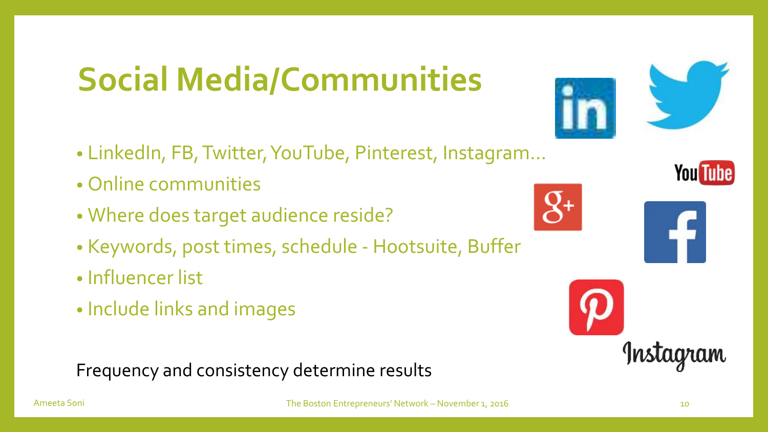# Social Media/Communities

- LinkedIn, FB, Twitter, YouTube, Pinterest, Instagram…
- Online communities
- Where does target audience reside?
- Keywords, post times, schedule - Hootsuite, Buffer
- Influencer list
- Include links and images

Frequency and consistency determine results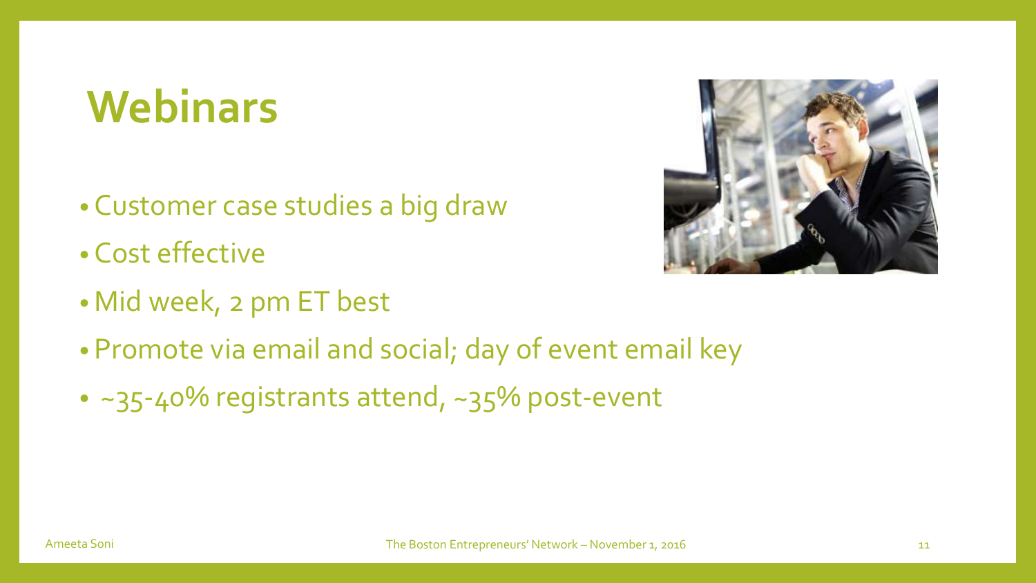# Webinars

- Customer case studies a big draw
- Cost effective
- Mid week, 2 pm ET best
- Promote via email and social; day of event email key
- ~35-40% registrants attend, ~35% post-event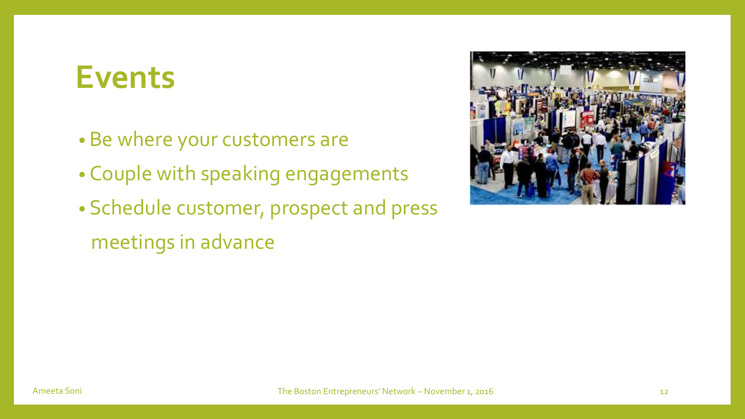# Events

- Be where your customers are
- Couple with speaking engagements
- Schedule customer, prospect and press meetings in advance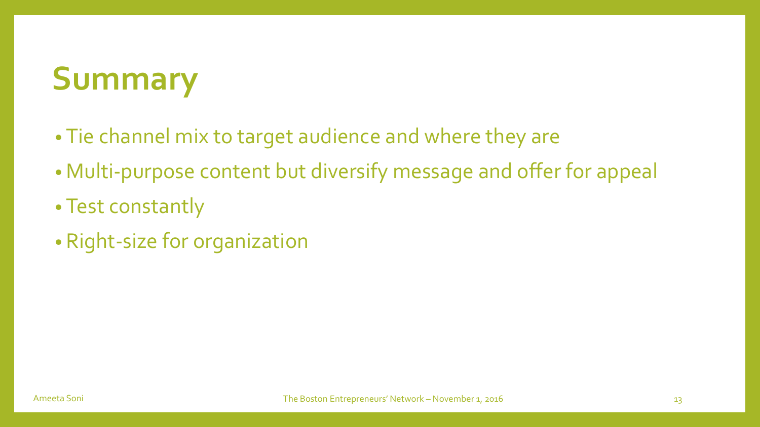# Summary

- Tie channel mix to target audience and where they are
- Multi-purpose content but diversify message and offer for appeal
- Test constantly
- Right-size for organization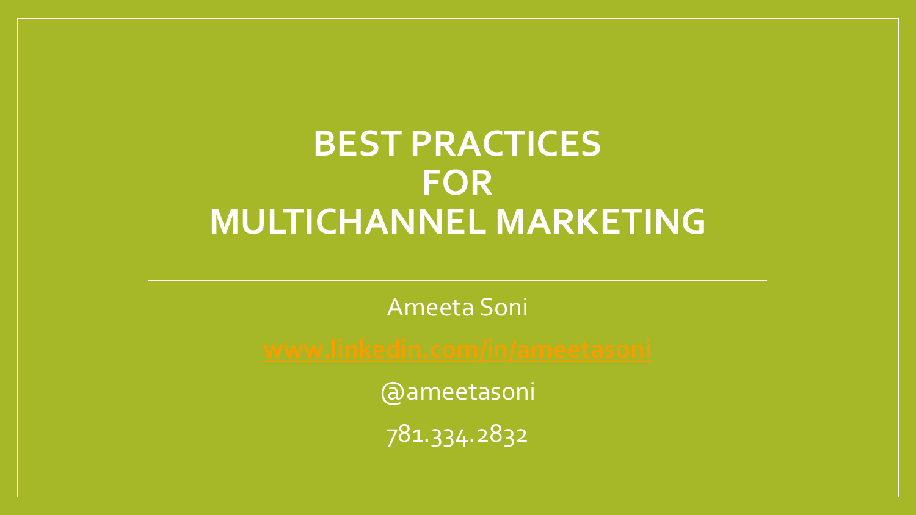# BEST PRACTICES FOR MULTICHANNEL MARKETING

Ameeta Soni

www.linkedin.com/in/ameetasoni

@ameetasoni

781.334.2832